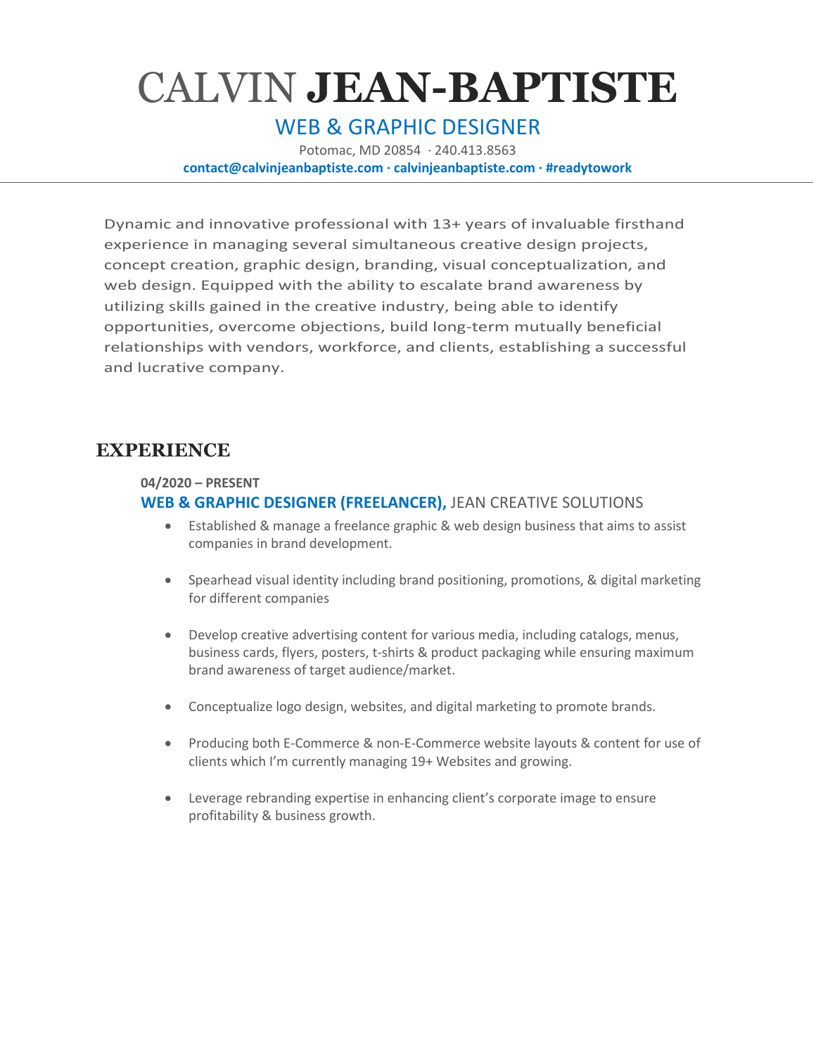# CALVIN **JEAN-BAPTISTE**

## WEB & GRAPHIC DESIGNER

Potomac, MD 20854 · 240.413.8563

**contact@calvinjeanbaptiste.com · calvinjeanbaptiste.com · #readytowork**

---

Dynamic and innovative professional with 13+ years of invaluable firsthand experience in managing several simultaneous creative design projects, concept creation, graphic design, branding, visual conceptualization, and web design. Equipped with the ability to escalate brand awareness by utilizing skills gained in the creative industry, being able to identify opportunities, overcome objections, build long-term mutually beneficial relationships with vendors, workforce, and clients, establishing a successful and lucrative company.

## EXPERIENCE

**04/2020 – PRESENT**

### **WEB & GRAPHIC DESIGNER (FREELANCER),** JEAN CREATIVE SOLUTIONS

- Established & manage a freelance graphic & web design business that aims to assist companies in brand development.
- Spearhead visual identity including brand positioning, promotions, & digital marketing for different companies
- Develop creative advertising content for various media, including catalogs, menus, business cards, flyers, posters, t-shirts & product packaging while ensuring maximum brand awareness of target audience/market.
- Conceptualize logo design, websites, and digital marketing to promote brands.
- Producing both E-Commerce & non-E-Commerce website layouts & content for use of clients which I'm currently managing 19+ Websites and growing.
- Leverage rebranding expertise in enhancing client's corporate image to ensure profitability & business growth.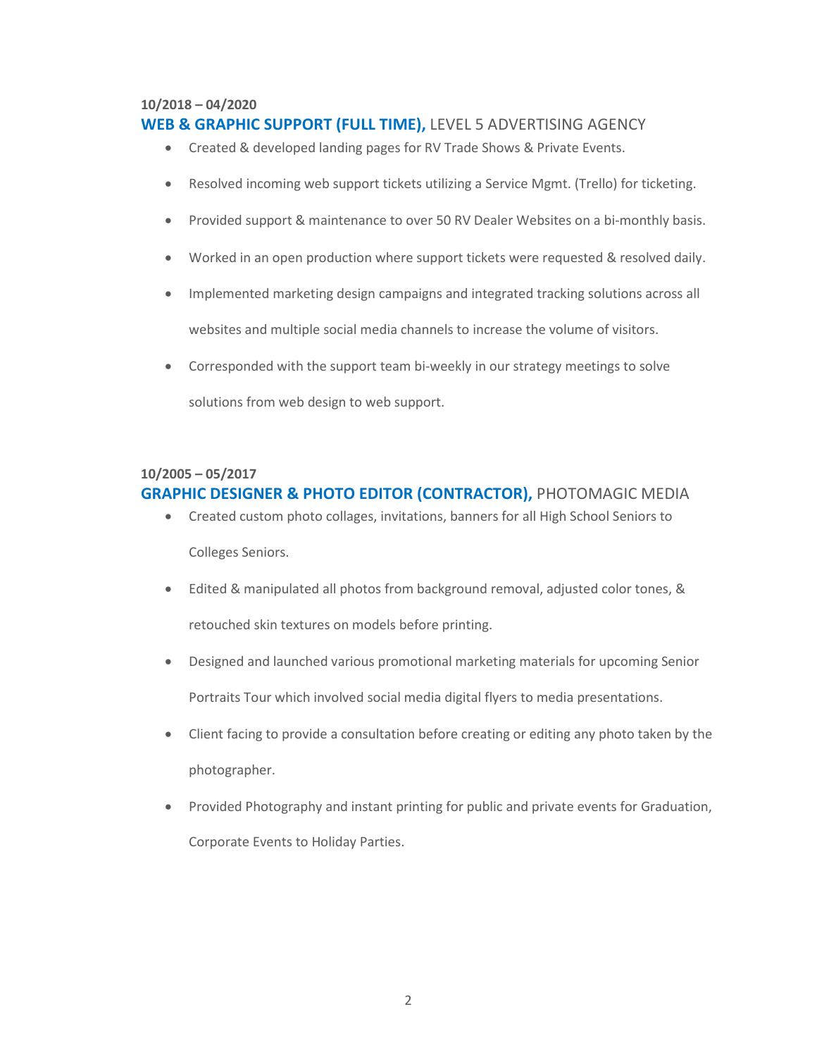**10/2018 – 04/2020**

### WEB & GRAPHIC SUPPORT (FULL TIME), LEVEL 5 ADVERTISING AGENCY

- Created & developed landing pages for RV Trade Shows & Private Events.
- Resolved incoming web support tickets utilizing a Service Mgmt. (Trello) for ticketing.
- Provided support & maintenance to over 50 RV Dealer Websites on a bi-monthly basis.
- Worked in an open production where support tickets were requested & resolved daily.
- Implemented marketing design campaigns and integrated tracking solutions across all websites and multiple social media channels to increase the volume of visitors.
- Corresponded with the support team bi-weekly in our strategy meetings to solve solutions from web design to web support.

**10/2005 – 05/2017**

### GRAPHIC DESIGNER & PHOTO EDITOR (CONTRACTOR), PHOTOMAGIC MEDIA

- Created custom photo collages, invitations, banners for all High School Seniors to Colleges Seniors.
- Edited & manipulated all photos from background removal, adjusted color tones, & retouched skin textures on models before printing.
- Designed and launched various promotional marketing materials for upcoming Senior Portraits Tour which involved social media digital flyers to media presentations.
- Client facing to provide a consultation before creating or editing any photo taken by the photographer.
- Provided Photography and instant printing for public and private events for Graduation, Corporate Events to Holiday Parties.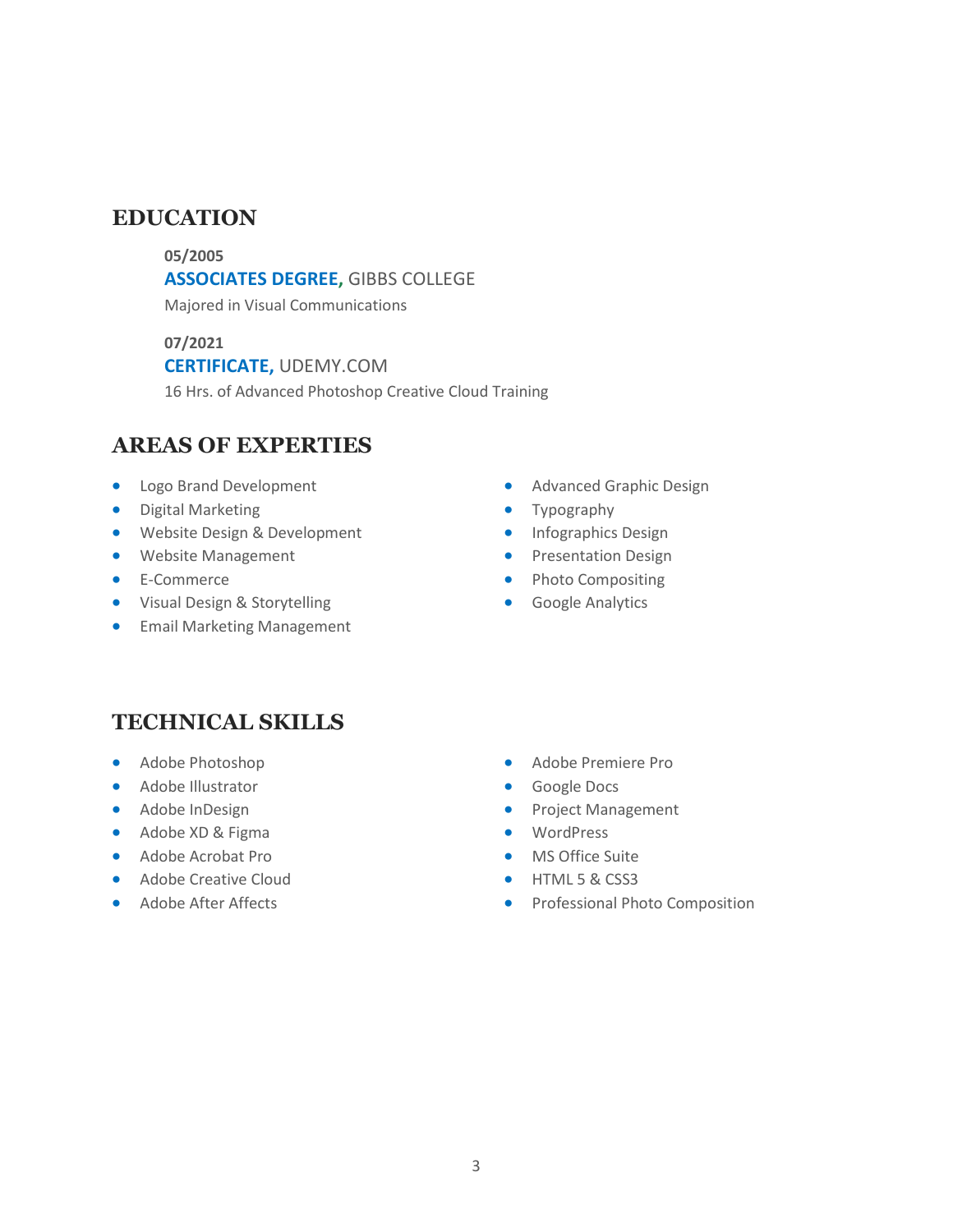## EDUCATION

**05/2005**

**ASSOCIATES DEGREE,** GIBBS COLLEGE

Majored in Visual Communications

**07/2021**

**CERTIFICATE,** UDEMY.COM

16 Hrs. of Advanced Photoshop Creative Cloud Training

## AREAS OF EXPERTIES

- Logo Brand Development
- Digital Marketing
- Website Design & Development
- Website Management
- E-Commerce
- Visual Design & Storytelling
- Email Marketing Management
- Advanced Graphic Design
- Typography
- Infographics Design
- Presentation Design
- Photo Compositing
- Google Analytics

## TECHNICAL SKILLS

- Adobe Photoshop
- Adobe Illustrator
- Adobe InDesign
- Adobe XD & Figma
- Adobe Acrobat Pro
- Adobe Creative Cloud
- Adobe After Affects
- Adobe Premiere Pro
- Google Docs
- Project Management
- WordPress
- MS Office Suite
- HTML 5 & CSS3
- Professional Photo Composition